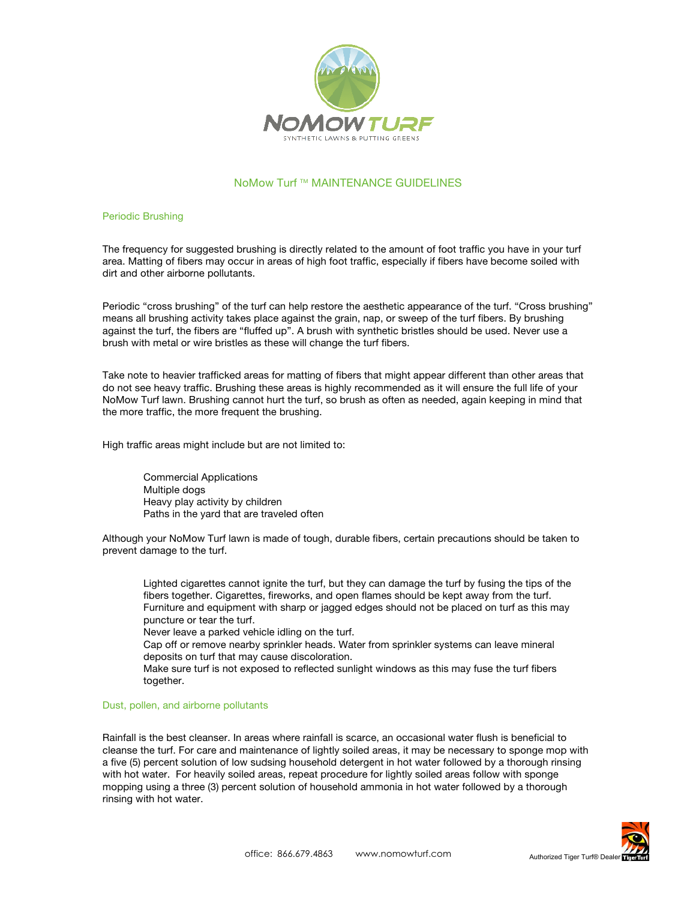# NoMow Turf ™ MAINTENANCE GUIDELINES

## Periodic Brushing

The frequency for suggested brushing is directly related to the amount of foot traffic you have in your turf area. Matting of fibers may occur in areas of high foot traffic, especially if fibers have become soiled with dirt and other airborne pollutants.

Periodic "cross brushing" of the turf can help restore the aesthetic appearance of the turf. "Cross brushing" means all brushing activity takes place against the grain, nap, or sweep of the turf fibers. By brushing against the turf, the fibers are "fluffed up". A brush with synthetic bristles should be used. Never use a brush with metal or wire bristles as these will change the turf fibers.

Take note to heavier trafficked areas for matting of fibers that might appear different than other areas that do not see heavy traffic. Brushing these areas is highly recommended as it will ensure the full life of your NoMow Turf lawn. Brushing cannot hurt the turf, so brush as often as needed, again keeping in mind that the more traffic, the more frequent the brushing.

High traffic areas might include but are not limited to:

- Commercial Applications
- Multiple dogs
- Heavy play activity by children
- Paths in the yard that are traveled often

Although your NoMow Turf lawn is made of tough, durable fibers, certain precautions should be taken to prevent damage to the turf.

- Lighted cigarettes cannot ignite the turf, but they can damage the turf by fusing the tips of the fibers together. Cigarettes, fireworks, and open flames should be kept away from the turf.
- Furniture and equipment with sharp or jagged edges should not be placed on turf as this may puncture or tear the turf.
- Never leave a parked vehicle idling on the turf.
- Cap off or remove nearby sprinkler heads. Water from sprinkler systems can leave mineral deposits on turf that may cause discoloration.
- Make sure turf is not exposed to reflected sunlight windows as this may fuse the turf fibers together.

## Dust, pollen, and airborne pollutants

Rainfall is the best cleanser. In areas where rainfall is scarce, an occasional water flush is beneficial to cleanse the turf. For care and maintenance of lightly soiled areas, it may be necessary to sponge mop with a five (5) percent solution of low sudsing household detergent in hot water followed by a thorough rinsing with hot water. For heavily soiled areas, repeat procedure for lightly soiled areas follow with sponge mopping using a three (3) percent solution of household ammonia in hot water followed by a thorough rinsing with hot water.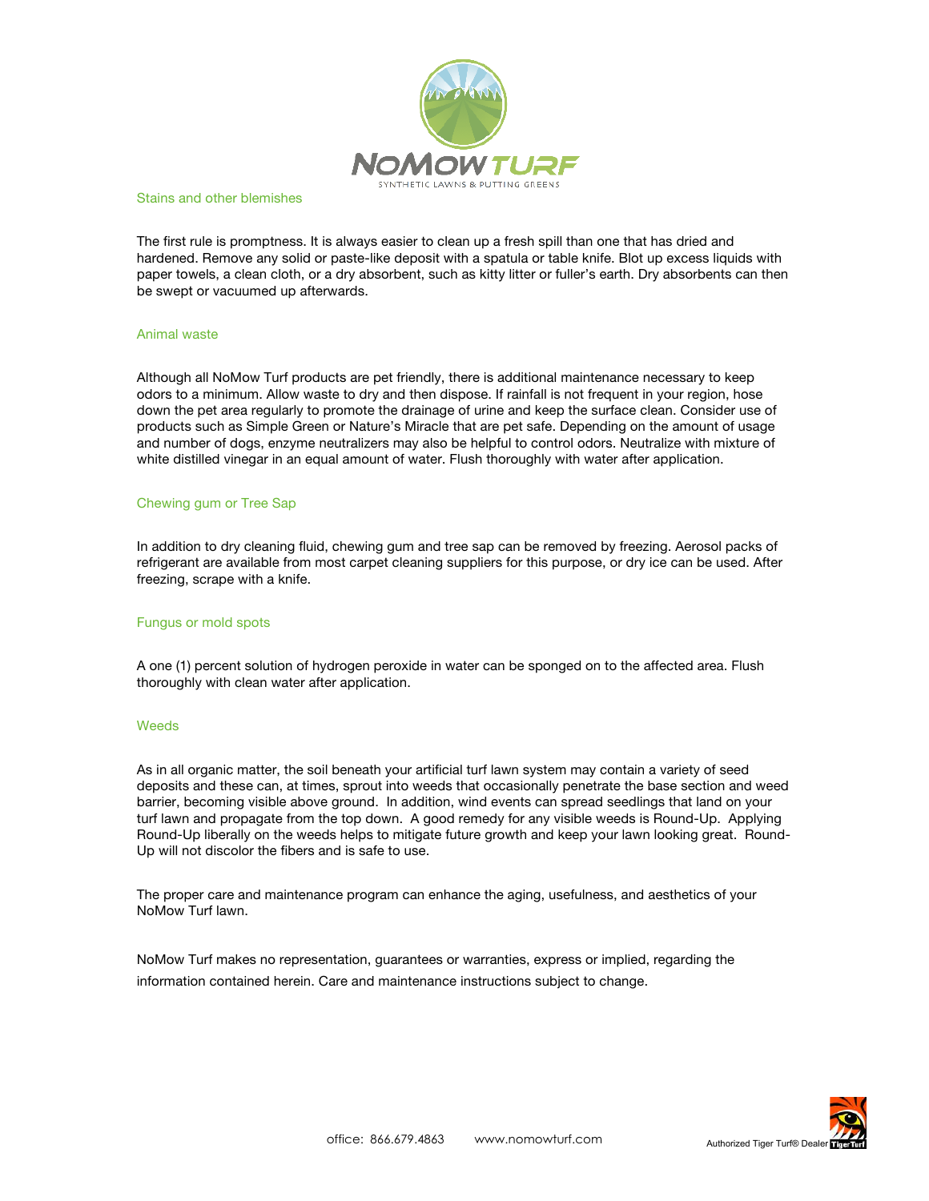## Stains and other blemishes

The first rule is promptness. It is always easier to clean up a fresh spill than one that has dried and hardened. Remove any solid or paste-like deposit with a spatula or table knife. Blot up excess liquids with paper towels, a clean cloth, or a dry absorbent, such as kitty litter or fuller's earth. Dry absorbents can then be swept or vacuumed up afterwards.

## Animal waste

Although all NoMow Turf products are pet friendly, there is additional maintenance necessary to keep odors to a minimum. Allow waste to dry and then dispose. If rainfall is not frequent in your region, hose down the pet area regularly to promote the drainage of urine and keep the surface clean. Consider use of products such as Simple Green or Nature's Miracle that are pet safe. Depending on the amount of usage and number of dogs, enzyme neutralizers may also be helpful to control odors. Neutralize with mixture of white distilled vinegar in an equal amount of water. Flush thoroughly with water after application.

## Chewing gum or Tree Sap

In addition to dry cleaning fluid, chewing gum and tree sap can be removed by freezing. Aerosol packs of refrigerant are available from most carpet cleaning suppliers for this purpose, or dry ice can be used. After freezing, scrape with a knife.

## Fungus or mold spots

A one (1) percent solution of hydrogen peroxide in water can be sponged on to the affected area. Flush thoroughly with clean water after application.

## Weeds

As in all organic matter, the soil beneath your artificial turf lawn system may contain a variety of seed deposits and these can, at times, sprout into weeds that occasionally penetrate the base section and weed barrier, becoming visible above ground. In addition, wind events can spread seedlings that land on your turf lawn and propagate from the top down. A good remedy for any visible weeds is Round-Up. Applying Round-Up liberally on the weeds helps to mitigate future growth and keep your lawn looking great. Round-Up will not discolor the fibers and is safe to use.

The proper care and maintenance program can enhance the aging, usefulness, and aesthetics of your NoMow Turf lawn.

NoMow Turf makes no representation, guarantees or warranties, express or implied, regarding the information contained herein. Care and maintenance instructions subject to change.

office: 866.679.4863 www.nomowturf.com Authorized Tiger Turf® Dealer